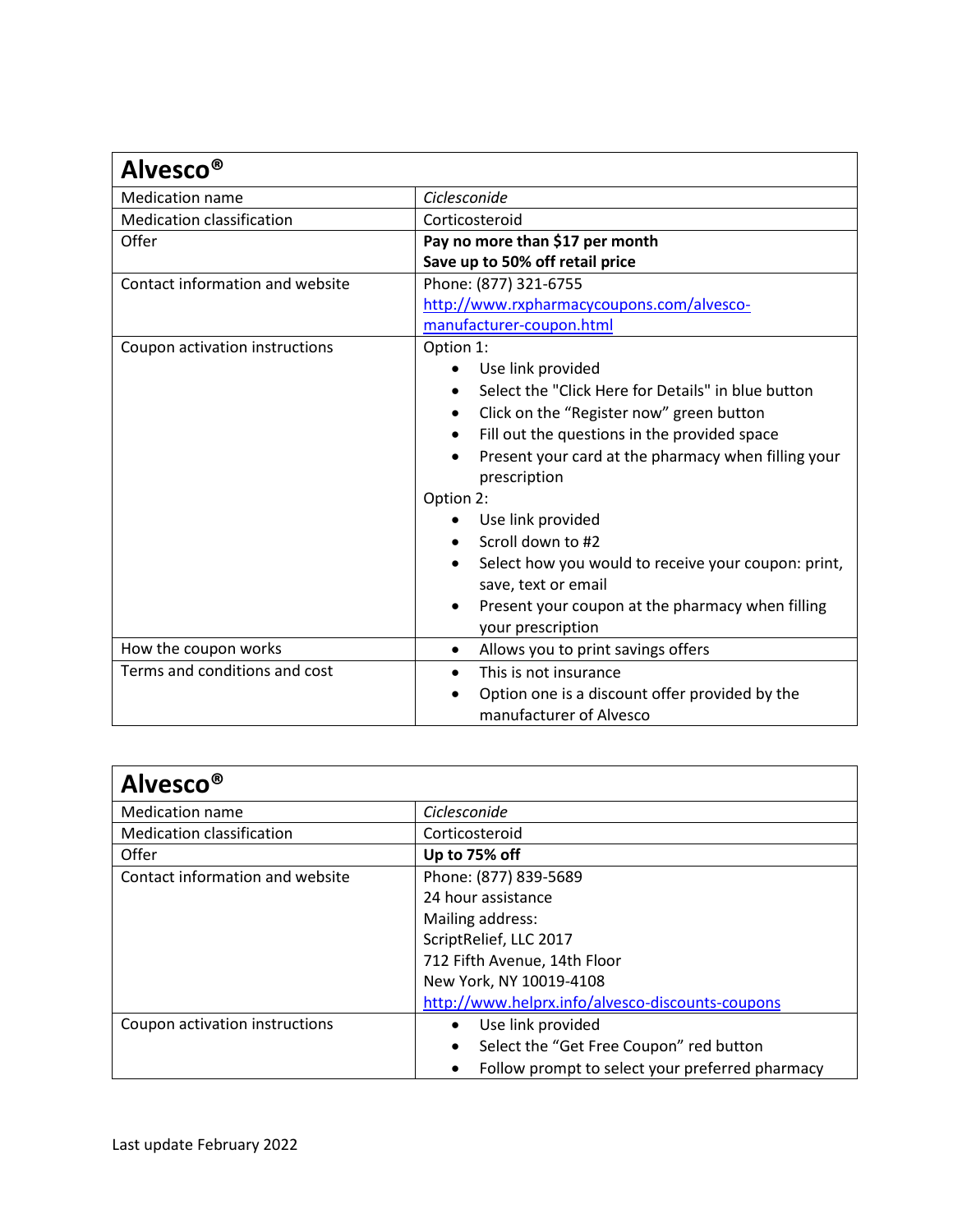| Alvesco® | |
|---|---|
| Medication name | *Ciclesconide* |
| Medication classification | Corticosteroid |
| Offer | **Pay no more than $17 per month**<br>**Save up to 50% off retail price** |
| Contact information and website | Phone: (877) 321-6755<br>http://www.rxpharmacycoupons.com/alvesco-manufacturer-coupon.html |
| Coupon activation instructions | Option 1:<br>• Use link provided<br>• Select the "Click Here for Details" in blue button<br>• Click on the “Register now” green button<br>• Fill out the questions in the provided space<br>• Present your card at the pharmacy when filling your prescription<br>Option 2:<br>• Use link provided<br>• Scroll down to #2<br>• Select how you would to receive your coupon: print, save, text or email<br>• Present your coupon at the pharmacy when filling your prescription |
| How the coupon works | • Allows you to print savings offers |
| Terms and conditions and cost | • This is not insurance<br>• Option one is a discount offer provided by the manufacturer of Alvesco |

| Alvesco® | |
|---|---|
| Medication name | *Ciclesconide* |
| Medication classification | Corticosteroid |
| Offer | **Up to 75% off** |
| Contact information and website | Phone: (877) 839-5689<br>24 hour assistance<br>Mailing address:<br>ScriptRelief, LLC 2017<br>712 Fifth Avenue, 14th Floor<br>New York, NY 10019-4108<br>http://www.helprx.info/alvesco-discounts-coupons |
| Coupon activation instructions | • Use link provided<br>• Select the “Get Free Coupon” red button<br>• Follow prompt to select your preferred pharmacy |

Last update February 2022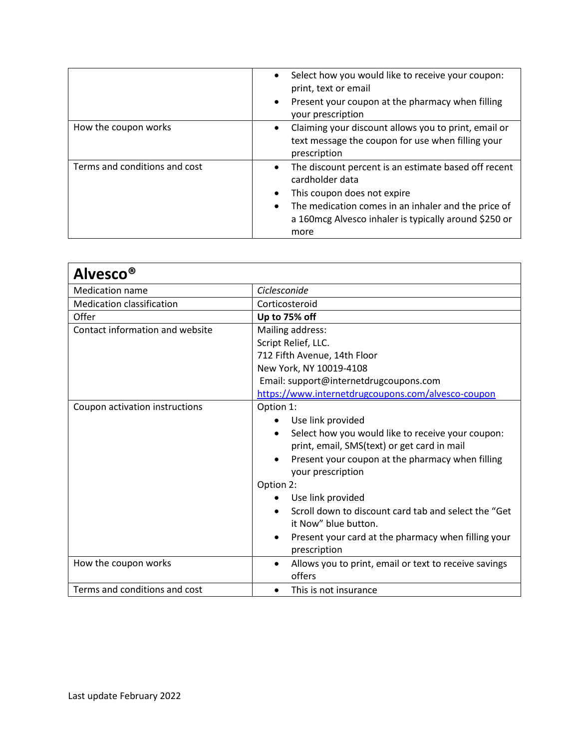| | |
|---|---|
| | • Select how you would like to receive your coupon: print, text or email<br>• Present your coupon at the pharmacy when filling your prescription |
| How the coupon works | • Claiming your discount allows you to print, email or text message the coupon for use when filling your prescription |
| Terms and conditions and cost | • The discount percent is an estimate based off recent cardholder data<br>• This coupon does not expire<br>• The medication comes in an inhaler and the price of a 160mcg Alvesco inhaler is typically around $250 or more |

| **Alvesco®** | |
|---|---|
| Medication name | *Ciclesconide* |
| Medication classification | Corticosteroid |
| Offer | **Up to 75% off** |
| Contact information and website | Mailing address:<br>Script Relief, LLC.<br>712 Fifth Avenue, 14th Floor<br>New York, NY 10019-4108<br>Email: support@internetdrugcoupons.com<br>https://www.internetdrugcoupons.com/alvesco-coupon |
| Coupon activation instructions | Option 1:<br>• Use link provided<br>• Select how you would like to receive your coupon: print, email, SMS(text) or get card in mail<br>• Present your coupon at the pharmacy when filling your prescription<br>Option 2:<br>• Use link provided<br>• Scroll down to discount card tab and select the "Get it Now" blue button.<br>• Present your card at the pharmacy when filling your prescription |
| How the coupon works | • Allows you to print, email or text to receive savings offers |
| Terms and conditions and cost | • This is not insurance |

Last update February 2022